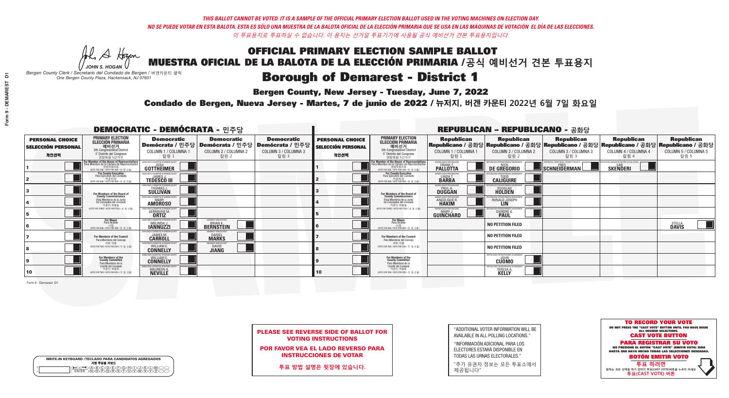*THIS BALLOT CANNOT BE VOTED. IT IS A SAMPLE OF THE OFFICIAL PRIMARY ELECTION BALLOT USED IN THE VOTING MACHINES ON ELECTION DAY.*

*NO SE PUEDE VOTAR EN ESTA BALOTA. ESTA ES SÓLO UNA MUESTRA DE LA BALOTA OFICIAL DE LA ELECCIÓN PRIMARIA QUE SE USA EN LAS MÁQUINAS DE VOTACIÓN EL DÍA DE LAS ELECCIONES.*

*이 투표용지로 투표하실 수 없습니다. 이 용지는 선거일 투표기기에 사용될 공식 예비선거 견본 투표용지입니다.*

JOHN S. HOGAN
*Bergen County Clerk / Secretario del Condado de Bergen / 버겐카운티 클럭*
*One Bergen County Plaza, Hackensack, NJ 07601*

# OFFICIAL PRIMARY ELECTION SAMPLE BALLOT
# MUESTRA OFICIAL DE LA BALOTA DE LA ELECCIÓN PRIMARIA /공식 예비선거 견본 투표용지

## Borough of Demarest - District 1

**Bergen County, New Jersey - Tuesday, June 7, 2022**

**Condado de Bergen, Nueva Jersey - Martes, 7 de junio de 2022 / 뉴저지, 버겐 카운티 2022년 6월 7일 화요일**

### DEMOCRATIC - DEMÓCRATA - 민주당

| PERSONAL CHOICE / SELECCIÓN PERSONAL / 개인선택 | PRIMARY ELECTION / ELECCIÓN PRIMARIA / 예비선거 | Democratic / Demócrata / 민주당 COLUMN 1 / COLUMNA 1 / 칼럼 1 | Democratic / Demócrata / 민주당 COLUMN 2 / COLUMNA 2 / 칼럼 2 | Democratic / Demócrata / 민주당 COLUMN 3 / COLUMNA 3 / 칼럼 3 |
|---|---|---|---|---|
| 1 | For Member of the House of Representatives / Para Miembro de la Cámara de Representantes / 연방하원의원 (5th Congressional District / 5° Distrito del Congreso / 연방하원 5선거구) (VOTE FOR ONE / VOTE POR UNO / 한 명 선출) | JOSH GOTTHEIMER | | |
| 2 | For County Executive / Para Ejecutivo del Condado / 카운티장 (VOTE FOR ONE / VOTE POR UNO / 한 명 선출) | JAMES J. TEDESCO III | | |
| 3 | For Members of the Board of County Commissioners / Para Miembros de la Junta De Concejales del Condado / 카운티 위원들 (VOTE FOR THREE / VOTE POR TRES / 세 명 선출) | THOMAS J. SULLIVAN | | |
| 4 | | MARY AMOROSO | | |
| 5 | | GERMAINE M. ORTIZ | | |
| 6 | For Mayor / Para Alcalde / 시장 (VOTE FOR ONE / VOTE POR UNO / 한 명 선출) | MELINDA J. IANNUZZI | BRIAN K. BERNSTEIN | |
| 7 | For Members of the Council / Para Miembros del Concejo / 의회 의원 (VOTE FOR TWO / VOTE POR DOS / 두 명 선출) | JAMES M. CARROLL | DANIEL MARKS | |
| 8 | | WILLIAM E. CONNELLY | DAVID JIANG | |
| 9 | For Members of the County Committee / Para Miembros de la Comité del Condado / 카운티 위원회 (VOTE FOR TWO / VOTE POR DOS / 두 명 선출) | WILLIAM E. CONNELLY | | |
| 10 | | MAUREEN A. NEVILLE | | |

### REPUBLICAN - REPUBLICANO - 공화당

| PERSONAL CHOICE / SELECCIÓN PERSONAL / 개인선택 | PRIMARY ELECTION / ELECCIÓN PRIMARIA / 예비선거 | Republican / Republicano / 공화당 COLUMN 1 / COLUMNA 1 / 칼럼 1 | Republican / Republicano / 공화당 COLUMN 2 / COLUMNA 2 / 칼럼 2 | Republican / Republicano / 공화당 COLUMN 3 / COLUMNA 3 / 칼럼 3 | Republican / Republicano / 공화당 COLUMN 4 / COLUMNA 4 / 칼럼 4 | Republican / Republicano / 공화당 COLUMN 5 / COLUMNA 5 / 칼럼 5 |
|---|---|---|---|---|---|---|
| 1 | For Member of the House of Representatives / Para Miembro de la Cámara de Representantes / 연방하원의원 (5th Congressional District / 5° Distrito del Congreso / 연방하원 5선거구) (VOTE FOR ONE / VOTE POR UNO / 한 명 선출) | FRANK T. PALLOTTA | NICK DE GREGORIO | FRED SCHNEIDERMAN | SAB SKENDERI | |
| 2 | For County Executive / Para Ejecutivo del Condado / 카운티장 (VOTE FOR ONE / VOTE POR UNO / 한 명 선출) | LINDA T. BARBA | TODD CALIGUIRE | | | |
| 3 | For Members of the Board of County Commissioners / Para Miembros de la Junta De Concejales del Condado / 카운티 위원들 (VOTE FOR THREE / VOTE POR TRES / 세 명 선출) | PAUL A. DUGGAN | DOUGLAS HOLDEN | | | |
| 4 | | ANGELIQUE R. HAKIM | RONALD JOSEPH LIN | | | |
| 5 | | MARY J. GUINCHARD | DIERDRE G. PAUL | | | |
| 6 | For Mayor / Para Alcalde / 시장 (VOTE FOR ONE / VOTE POR UNO / 한 명 선출) | | NO PETITION FILED | | | STELLA DAVIS |
| 7 | For Members of the Council / Para Miembros del Concejo / 의회 의원 (VOTE FOR TWO / VOTE POR DOS / 두 명 선출) | | NO PETITION FILED | | | |
| 8 | | | NO PETITION FILED | | | |
| 9 | For Members of the County Committee / Para Miembros de la Comité del Condado / 카운티 위원회 (VOTE FOR TWO / VOTE POR DOS / 두 명 선출) | | JOHN CUOMO | | | |
| 10 | | | TERESA A. KELLY | | | |

Form 9 - Demarest D1

**PLEASE SEE REVERSE SIDE OF BALLOT FOR VOTING INSTRUCTIONS**

**POR FAVOR VEA EL LADO REVERSO PARA INSTRUCCIONES DE VOTAR**

**투표 방법 설명은 뒷장에 있습니다.**

"ADDITIONAL VOTER INFORMATION WILL BE AVAILABLE IN ALL POLLING LOCATIONS."

"INFORMACIÓN ADICIONAL PARA LOS ELECTORES ESTARÁ DISPONIBLE EN TODAS LAS URNAS ELECTORALES."

"추가 유권자 정보는 모든 투표소에서 제공됩니다"

**TO RECORD YOUR VOTE**
DO NOT PRESS THE "CAST VOTE" BUTTON UNTIL YOU HAVE MADE ALL DESIRED SELECTIONS.
**CAST VOTE BUTTON**

**PARA REGISTRAR SU VOTO**
NO PRESIONE EL BOTÓN "CAST VOTE" (EMITIR VOTO) SINO HASTA QUE HAYA HECHO TODAS LAS SELECCIONES DESEADAS.
**BOTÓN EMITIR VOTO**

**투표 하려면**
원하는 모든 선택을 하기 전까지 투표(CAST VOTE)버튼을 누르지 마세요.
**투표(CAST VOTE) 버튼**

WRITE-IN KEYBOARD /TECLADO PARA CANDIDATOS AGREGADOS
기명 투표용 키보드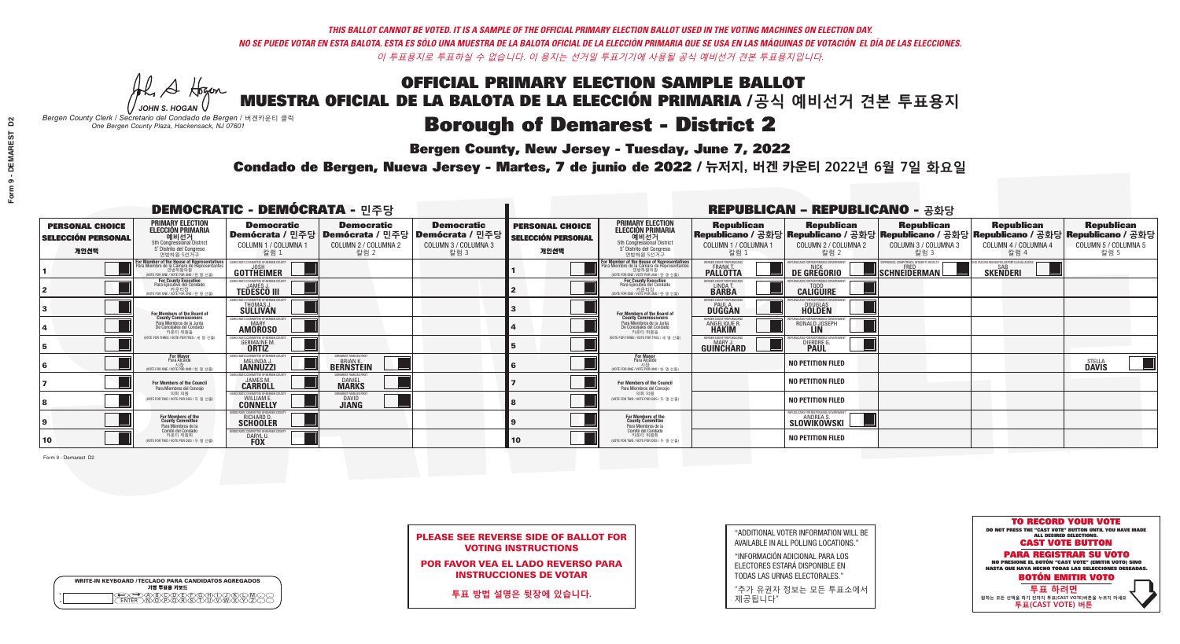THIS BALLOT CANNOT BE VOTED. IT IS A SAMPLE OF THE OFFICIAL PRIMARY ELECTION BALLOT USED IN THE VOTING MACHINES ON ELECTION DAY.
NO SE PUEDE VOTAR EN ESTA BALOTA. ESTA ES SÓLO UNA MUESTRA DE LA BALOTA OFICIAL DE LA ELECCIÓN PRIMARIA QUE SE USA EN LAS MÁQUINAS DE VOTACIÓN EL DÍA DE LAS ELECCIONES.
이 투표용지로 투표하실 수 없습니다. 이 용지는 선거일 투표기기에 사용될 공식 예비선거 견본 투표용지입니다.

JOHN S. HOGAN
Bergen County Clerk / Secretario del Condado de Bergen / 버겐카운티 클럭
One Bergen County Plaza, Hackensack, NJ 07601

# OFFICIAL PRIMARY ELECTION SAMPLE BALLOT
# MUESTRA OFICIAL DE LA BALOTA DE LA ELECCIÓN PRIMARIA /공식 예비선거 견본 투표용지
## Borough of Demarest - District 2

**Bergen County, New Jersey - Tuesday, June 7, 2022**
**Condado de Bergen, Nueva Jersey - Martes, 7 de junio de 2022 / 뉴저지, 버겐 카운티 2022년 6월 7일 화요일**

### DEMOCRATIC - DEMÓCRATA - 민주당

| PERSONAL CHOICE / SELECCIÓN PERSONAL / 개인선택 | PRIMARY ELECTION / ELECCIÓN PRIMARIA / 예비선거 | Democratic / Demócrata / 민주당 COLUMN 1 / COLUMNA 1 / 칼럼 1 | Democratic / Demócrata / 민주당 COLUMN 2 / COLUMNA 2 / 칼럼 2 | Democratic / Demócrata / 민주당 COLUMN 3 / COLUMNA 3 / 칼럼 3 |
|---|---|---|---|---|
| 1 | For Member of the House of Representatives / Para Miembro de la Cámara de Representantes / 연방하원의원 (5th Congressional District) (VOTE FOR ONE / VOTE POR UNO / 한 명 선출) | JOSH GOTTHEIMER | | |
| 2 | For County Executive / Para Ejecutivo del Condado / 카운티장 (VOTE FOR ONE / VOTE POR UNO / 한 명 선출) | JAMES J. TEDESCO III | | |
| 3 | For Members of the Board of County Commissioners / Para Miembros de la Junta De Concejales del Condado / 카운티 위원들 (VOTE FOR THREE / VOTE POR TRES / 세 명 선출) | THOMAS J. SULLIVAN | | |
| 4 | | MARY AMOROSO | | |
| 5 | | GERMAINE M. ORTIZ | | |
| 6 | For Mayor / Para Alcalde / 시장 (VOTE FOR ONE / VOTE POR UNO / 한 명 선출) | MELINDA J. IANNUZZI | BRIAN K. BERNSTEIN | |
| 7 | For Members of the Council / Para Miembros del Concejo / 의회 의원 (VOTE FOR TWO / VOTE POR DOS / 두 명 선출) | JAMES M. CARROLL | DANIEL MARKS | |
| 8 | | WILLIAM E. CONNELLY | DAVID JIANG | |
| 9 | For Members of the County Committee / Para Miembros de la Comité del Condado / 카운티 위원회 (VOTE FOR TWO / VOTE POR DOS / 두 명 선출) | RICHARD D. SCHOOLER | | |
| 10 | | DARYL U. FOX | | |

### REPUBLICAN - REPUBLICANO - 공화당

| PERSONAL CHOICE / SELECCIÓN PERSONAL / 개인선택 | PRIMARY ELECTION / ELECCIÓN PRIMARIA / 예비선거 | Republican / Republicano / 공화당 COLUMN 1 / COLUMNA 1 / 칼럼 1 | Republican / Republicano / 공화당 COLUMN 2 / COLUMNA 2 / 칼럼 2 | Republican / Republicano / 공화당 COLUMN 3 / COLUMNA 3 / 칼럼 3 | Republican / Republicano / 공화당 COLUMN 4 / COLUMNA 4 / 칼럼 4 | Republican / Republicano / 공화당 COLUMN 5 / COLUMNA 5 / 칼럼 5 |
|---|---|---|---|---|---|---|
| 1 | For Member of the House of Representatives / Para Miembro de la Cámara de Representantes / 연방하원의원 (5th Congressional District) (VOTE FOR ONE / VOTE POR UNO / 한 명 선출) | FRANK T. PALLOTTA | NICK DE GREGORIO | FRED SCHNEIDERMAN | SAB SKENDERI | |
| 2 | For County Executive / Para Ejecutivo del Condado / 카운티장 (VOTE FOR ONE / VOTE POR UNO / 한 명 선출) | LINDA T. BARBA | TODD CALIGUIRE | | | |
| 3 | For Members of the Board of County Commissioners / Para Miembros de la Junta De Concejales del Condado / 카운티 위원들 (VOTE FOR THREE / VOTE POR TRES / 세 명 선출) | PAUL A. DUGGAN | DOUGLAS HOLDEN | | | |
| 4 | | ANGELIQUE R. HAKIM | RONALD JOSEPH LIN | | | |
| 5 | | MARY J. GUINCHARD | DIERDRE G. PAUL | | | |
| 6 | For Mayor / Para Alcalde / 시장 (VOTE FOR ONE / VOTE POR UNO / 한 명 선출) | | NO PETITION FILED | | | STELLA DAVIS |
| 7 | For Members of the Council / Para Miembros del Concejo / 의회 의원 (VOTE FOR TWO / VOTE POR DOS / 두 명 선출) | | NO PETITION FILED | | | |
| 8 | | | NO PETITION FILED | | | |
| 9 | For Members of the County Committee / Para Miembros de la Comité del Condado / 카운티 위원회 (VOTE FOR TWO / VOTE POR DOS / 두 명 선출) | | ANDREA S. SLOWIKOWSKI | | | |
| 10 | | | NO PETITION FILED | | | |

Form 9 - Demarest D2

**PLEASE SEE REVERSE SIDE OF BALLOT FOR VOTING INSTRUCTIONS**

**POR FAVOR VEA EL LADO REVERSO PARA INSTRUCCIONES DE VOTAR**

**투표 방법 설명은 뒷장에 있습니다.**

"ADDITIONAL VOTER INFORMATION WILL BE AVAILABLE IN ALL POLLING LOCATIONS."

"INFORMACIÓN ADICIONAL PARA LOS ELECTORES ESTARÁ DISPONIBLE EN TODAS LAS URNAS ELECTORALES."

"추가 유권자 정보는 모든 투표소에서 제공됩니다"

**TO RECORD YOUR VOTE**
DO NOT PRESS THE "CAST VOTE" BUTTON UNTIL YOU HAVE MADE ALL DESIRED SELECTIONS.
**CAST VOTE BUTTON**

**PARA REGISTRAR SU VOTO**
NO PRESIONE EL BOTÓN "CAST VOTE" (EMITIR VOTO) SINO HASTA QUE HAYA HECHO TODAS LAS SELECCIONES DESEADAS.
**BOTÓN EMITIR VOTO**

**투표 하려면**
원하는 모든 선택을 하기 전까지 투표(CAST VOTE)버튼을 누르지 마세요
**투표(CAST VOTE) 버튼**

WRITE-IN KEYBOARD /TECLADO PARA CANDIDATOS AGREGADOS
기명 투표용 키보드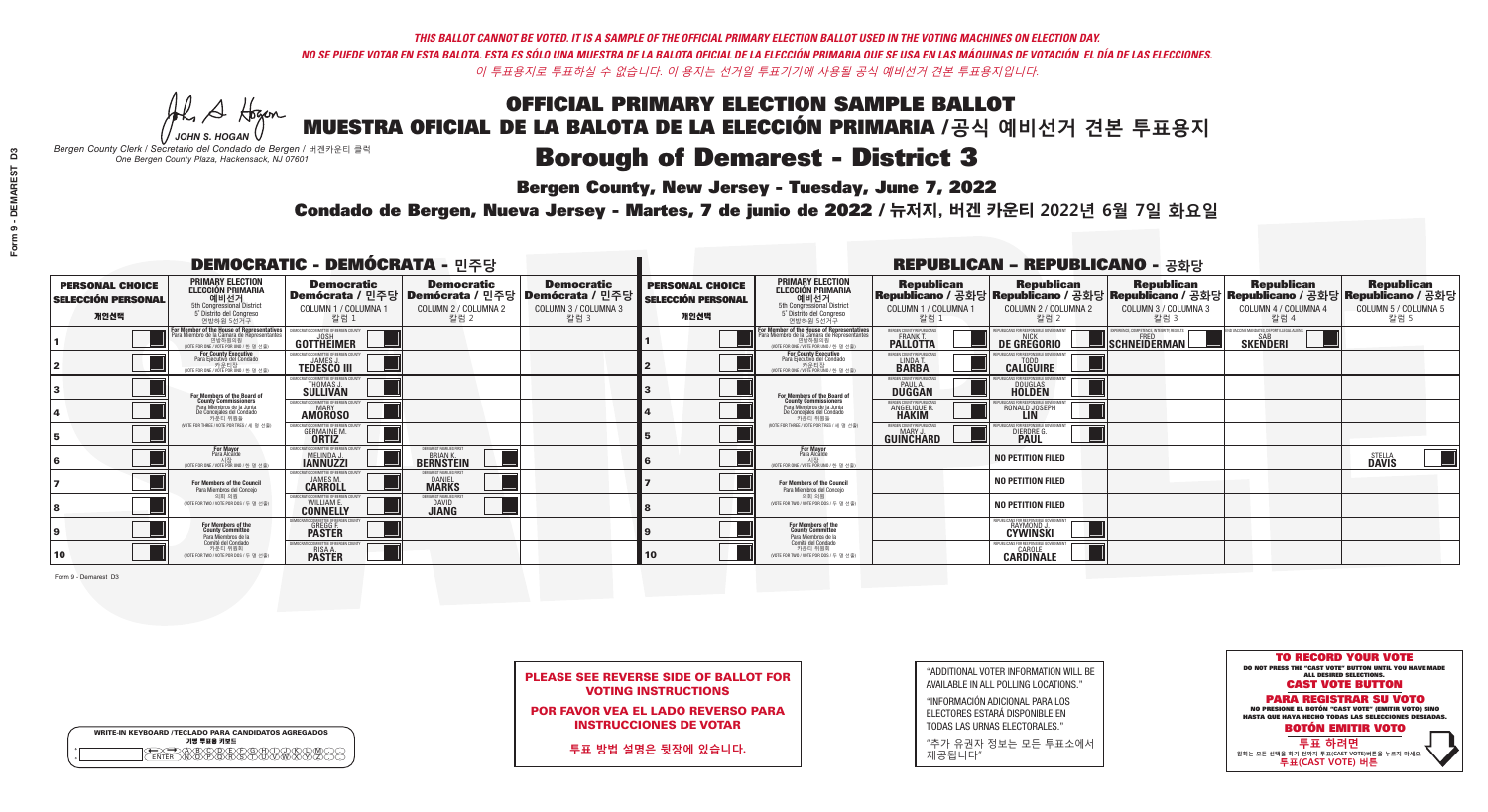*THIS BALLOT CANNOT BE VOTED. IT IS A SAMPLE OF THE OFFICIAL PRIMARY ELECTION BALLOT USED IN THE VOTING MACHINES ON ELECTION DAY.*
*NO SE PUEDE VOTAR EN ESTA BALOTA. ESTA ES SÓLO UNA MUESTRA DE LA BALOTA OFICIAL DE LA ELECCIÓN PRIMARIA QUE SE USA EN LAS MÁQUINAS DE VOTACIÓN EL DÍA DE LAS ELECCIONES.*
*이 투표용지로 투표하실 수 없습니다. 이 용지는 선거일 투표기기에 사용될 공식 예비선거 견본 투표용지입니다.*

JOHN S. HOGAN
*Bergen County Clerk / Secretario del Condado de Bergen / 버겐카운티 클럭*
*One Bergen County Plaza, Hackensack, NJ 07601*

# OFFICIAL PRIMARY ELECTION SAMPLE BALLOT
# MUESTRA OFICIAL DE LA BALOTA DE LA ELECCIÓN PRIMARIA /공식 예비선거 견본 투표용지
# Borough of Demarest - District 3

**Bergen County, New Jersey - Tuesday, June 7, 2022**

**Condado de Bergen, Nueva Jersey - Martes, 7 de junio de 2022 / 뉴저지, 버겐 카운티 2022년 6월 7일 화요일**

## DEMOCRATIC - DEMÓCRATA - 민주당

| PERSONAL CHOICE / SELECCIÓN PERSONAL / 개인선택 | PRIMARY ELECTION / ELECCIÓN PRIMARIA / 예비선거 | Democratic / Demócrata / 민주당 COLUMN 1 / COLUMNA 1 / 칼럼 1 | Democratic / Demócrata / 민주당 COLUMN 2 / COLUMNA 2 / 칼럼 2 | Democratic / Demócrata / 민주당 COLUMN 3 / COLUMNA 3 / 칼럼 3 |
|---|---|---|---|---|
| 1 | For Member of the House of Representatives / Para Miembro de la Cámara de Representantes / 연방하원의원 (5th Congressional District) (VOTE FOR ONE / VOTE POR UNO / 한 명 선출) | JOSH GOTTHEIMER | | |
| 2 | For County Executive / Para Ejecutivo del Condado / 카운티장 (VOTE FOR ONE / VOTE POR UNO / 한 명 선출) | JAMES J. TEDESCO III | | |
| 3 | For Members of the Board of County Commissioners / Para Miembros de la Junta De Concejales del Condado / 카운티 위원들 (VOTE FOR THREE / VOTE POR TRES / 세 명 선출) | THOMAS J. SULLIVAN | | |
| 4 | | MARY AMOROSO | | |
| 5 | | GERMAINE M. ORTIZ | | |
| 6 | For Mayor / Para Alcalde / 시장 (VOTE FOR ONE / VOTE POR UNO / 한 명 선출) | MELINDA J. IANNUZZI | BRIAN K. BERNSTEIN | |
| 7 | For Members of the Council / Para Miembros del Concejo / 의회 의원 (VOTE FOR TWO / VOTE POR DOS / 두 명 선출) | JAMES M. CARROLL | DANIEL MARKS | |
| 8 | | WILLIAM E. CONNELLY | DAVID JIANG | |
| 9 | For Members of the County Committee / Para Miembros de la Comité del Condado / 카운티 위원회 (VOTE FOR TWO / VOTE POR DOS / 두 명 선출) | GREGG F. PASTER | | |
| 10 | | RISA A. PASTER | | |

## REPUBLICAN - REPUBLICANO - 공화당

| PERSONAL CHOICE / SELECCIÓN PERSONAL / 개인선택 | PRIMARY ELECTION / ELECCIÓN PRIMARIA / 예비선거 | Republican / Republicano / 공화당 COLUMN 1 / COLUMNA 1 / 칼럼 1 | Republican / Republicano / 공화당 COLUMN 2 / COLUMNA 2 / 칼럼 2 | Republican / Republicano / 공화당 COLUMN 3 / COLUMNA 3 / 칼럼 3 | Republican / Republicano / 공화당 COLUMN 4 / COLUMNA 4 / 칼럼 4 | Republican / Republicano / 공화당 COLUMN 5 / COLUMNA 5 / 칼럼 5 |
|---|---|---|---|---|---|---|
| 1 | For Member of the House of Representatives / Para Miembro de la Cámara de Representantes / 연방하원의원 (5th Congressional District) (VOTE FOR ONE / VOTE POR UNO / 한 명 선출) | FRANK T. PALLOTTA | NICK DE GREGORIO | FRED SCHNEIDERMAN | SAB SKENDERI | |
| 2 | For County Executive / Para Ejecutivo del Condado / 카운티장 (VOTE FOR ONE / VOTE POR UNO / 한 명 선출) | LINDA T. BARBA | TODD CALIGUIRE | | | |
| 3 | For Members of the Board of County Commissioners / Para Miembros de la Junta De Concejales del Condado / 카운티 위원들 (VOTE FOR THREE / VOTE POR TRES / 세 명 선출) | PAUL A. DUGGAN | DOUGLAS HOLDEN | | | |
| 4 | | ANGELIQUE R. HAKIM | RONALD JOSEPH LIN | | | |
| 5 | | MARY J. GUINCHARD | DIERDRE G. PAUL | | | |
| 6 | For Mayor / Para Alcalde / 시장 (VOTE FOR ONE / VOTE POR UNO / 한 명 선출) | | NO PETITION FILED | | | STELLA DAVIS |
| 7 | For Members of the Council / Para Miembros del Concejo / 의회 의원 (VOTE FOR TWO / VOTE POR DOS / 두 명 선출) | | NO PETITION FILED | | | |
| 8 | | | NO PETITION FILED | | | |
| 9 | For Members of the County Committee / Para Miembros de la Comité del Condado / 카운티 위원회 (VOTE FOR TWO / VOTE POR DOS / 두 명 선출) | | RAYMOND J. CYWINSKI | | | |
| 10 | | | CAROLE CARDINALE | | | |

Form 9 - Demarest D3

**PLEASE SEE REVERSE SIDE OF BALLOT FOR VOTING INSTRUCTIONS**

**POR FAVOR VEA EL LADO REVERSO PARA INSTRUCCIONES DE VOTAR**

**투표 방법 설명은 뒷장에 있습니다.**

"ADDITIONAL VOTER INFORMATION WILL BE AVAILABLE IN ALL POLLING LOCATIONS."

"INFORMACIÓN ADICIONAL PARA LOS ELECTORES ESTARÁ DISPONIBLE EN TODAS LAS URNAS ELECTORALES."

"추가 유권자 정보는 모든 투표소에서 제공됩니다"

WRITE-IN KEYBOARD /TECLADO PARA CANDIDATOS AGREGADOS
기명 투표용 키보드

**TO RECORD YOUR VOTE**
DO NOT PRESS THE "CAST VOTE" BUTTON UNTIL YOU HAVE MADE ALL DESIRED SELECTIONS.
**CAST VOTE BUTTON**

**PARA REGISTRAR SU VOTO**
NO PRESIONE EL BOTÓN "CAST VOTE" (EMITIR VOTO) SINO HASTA QUE HAYA HECHO TODAS LAS SELECCIONES DESEADAS.
**BOTÓN EMITIR VOTO**

**투표 하려면**
원하는 모든 선택을 하기 전까지 투표(CAST VOTE)버튼을 누르지 마세요.
**투표(CAST VOTE) 버튼**